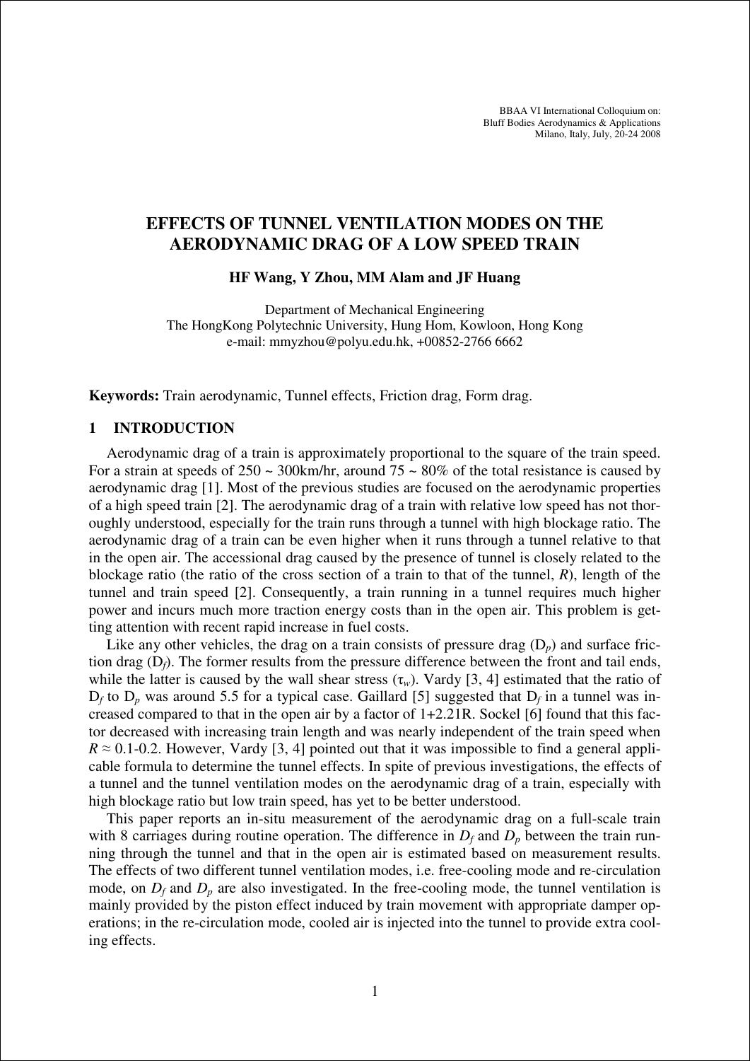BBAA VI International Colloquium on:
Bluff Bodies Aerodynamics & Applications
Milano, Italy, July, 20-24 2008

# EFFECTS OF TUNNEL VENTILATION MODES ON THE AERODYNAMIC DRAG OF A LOW SPEED TRAIN

**HF Wang, Y Zhou, MM Alam and JF Huang**

Department of Mechanical Engineering
The HongKong Polytechnic University, Hung Hom, Kowloon, Hong Kong
e-mail: mmyzhou@polyu.edu.hk, +00852-2766 6662

**Keywords:** Train aerodynamic, Tunnel effects, Friction drag, Form drag.

## 1 INTRODUCTION

Aerodynamic drag of a train is approximately proportional to the square of the train speed. For a strain at speeds of 250 ~ 300km/hr, around 75 ~ 80% of the total resistance is caused by aerodynamic drag [1]. Most of the previous studies are focused on the aerodynamic properties of a high speed train [2]. The aerodynamic drag of a train with relative low speed has not thoroughly understood, especially for the train runs through a tunnel with high blockage ratio. The aerodynamic drag of a train can be even higher when it runs through a tunnel relative to that in the open air. The accessional drag caused by the presence of tunnel is closely related to the blockage ratio (the ratio of the cross section of a train to that of the tunnel, $R$), length of the tunnel and train speed [2]. Consequently, a train running in a tunnel requires much higher power and incurs much more traction energy costs than in the open air. This problem is getting attention with recent rapid increase in fuel costs.

Like any other vehicles, the drag on a train consists of pressure drag ($D_p$) and surface friction drag ($D_f$). The former results from the pressure difference between the front and tail ends, while the latter is caused by the wall shear stress ($\tau_w$). Vardy [3, 4] estimated that the ratio of $D_f$ to $D_p$ was around 5.5 for a typical case. Gaillard [5] suggested that $D_f$ in a tunnel was increased compared to that in the open air by a factor of $1+2.21R$. Sockel [6] found that this factor decreased with increasing train length and was nearly independent of the train speed when $R \approx 0.1$-$0.2$. However, Vardy [3, 4] pointed out that it was impossible to find a general applicable formula to determine the tunnel effects. In spite of previous investigations, the effects of a tunnel and the tunnel ventilation modes on the aerodynamic drag of a train, especially with high blockage ratio but low train speed, has yet to be better understood.

This paper reports an in-situ measurement of the aerodynamic drag on a full-scale train with 8 carriages during routine operation. The difference in $D_f$ and $D_p$ between the train running through the tunnel and that in the open air is estimated based on measurement results. The effects of two different tunnel ventilation modes, i.e. free-cooling mode and re-circulation mode, on $D_f$ and $D_p$ are also investigated. In the free-cooling mode, the tunnel ventilation is mainly provided by the piston effect induced by train movement with appropriate damper operations; in the re-circulation mode, cooled air is injected into the tunnel to provide extra cooling effects.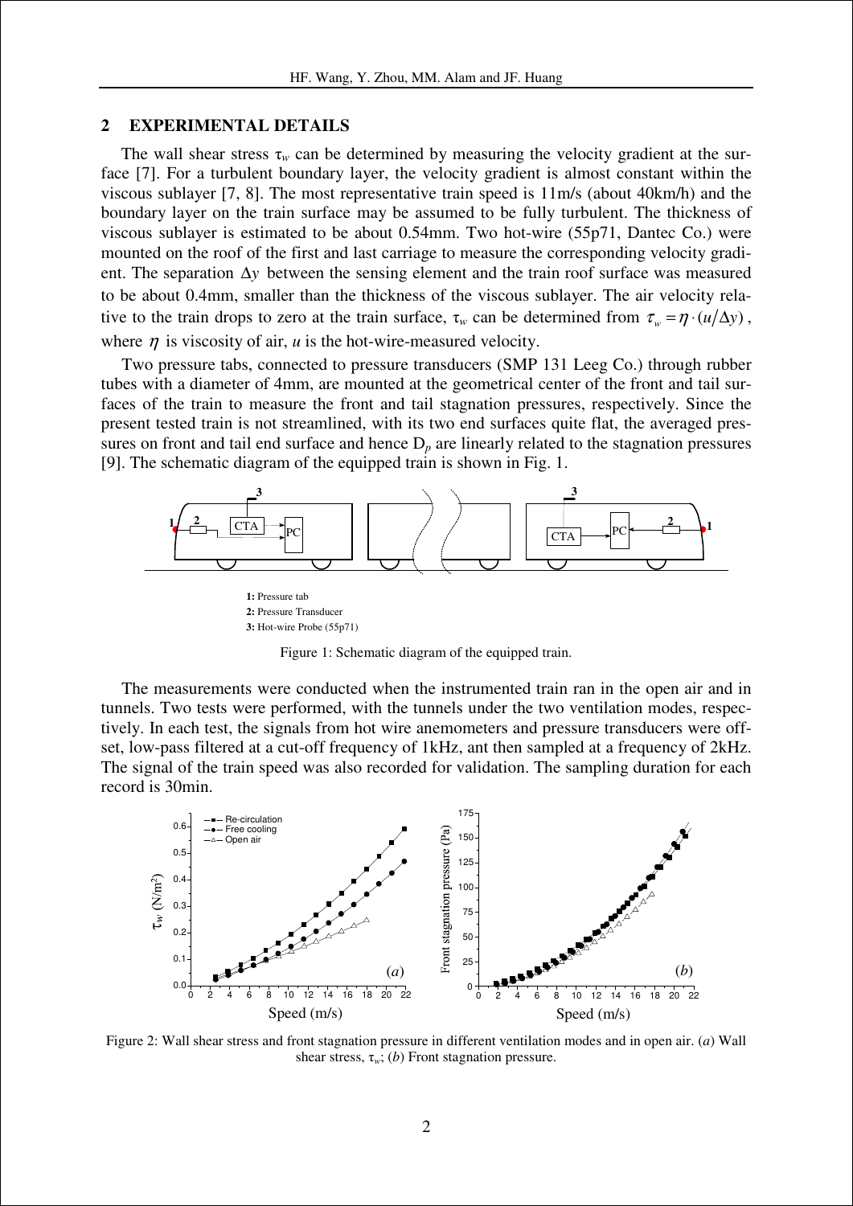## 2 EXPERIMENTAL DETAILS

The wall shear stress $\tau_w$ can be determined by measuring the velocity gradient at the surface [7]. For a turbulent boundary layer, the velocity gradient is almost constant within the viscous sublayer [7, 8]. The most representative train speed is 11m/s (about 40km/h) and the boundary layer on the train surface may be assumed to be fully turbulent. The thickness of viscous sublayer is estimated to be about 0.54mm. Two hot-wire (55p71, Dantec Co.) were mounted on the roof of the first and last carriage to measure the corresponding velocity gradient. The separation $\Delta y$ between the sensing element and the train roof surface was measured to be about 0.4mm, smaller than the thickness of the viscous sublayer. The air velocity relative to the train drops to zero at the train surface, $\tau_w$ can be determined from $\tau_w = \eta \cdot (u/\Delta y)$, where $\eta$ is viscosity of air, $u$ is the hot-wire-measured velocity.

Two pressure tabs, connected to pressure transducers (SMP 131 Leeg Co.) through rubber tubes with a diameter of 4mm, are mounted at the geometrical center of the front and tail surfaces of the train to measure the front and tail stagnation pressures, respectively. Since the present tested train is not streamlined, with its two end surfaces quite flat, the averaged pressures on front and tail end surface and hence $D_p$ are linearly related to the stagnation pressures [9]. The schematic diagram of the equipped train is shown in Fig. 1.

**1:** Pressure tab
**2:** Pressure Transducer
**3:** Hot-wire Probe (55p71)

Figure 1: Schematic diagram of the equipped train.

The measurements were conducted when the instrumented train ran in the open air and in tunnels. Two tests were performed, with the tunnels under the two ventilation modes, respectively. In each test, the signals from hot wire anemometers and pressure transducers were offset, low-pass filtered at a cut-off frequency of 1kHz, ant then sampled at a frequency of 2kHz. The signal of the train speed was also recorded for validation. The sampling duration for each record is 30min.

Figure 2: Wall shear stress and front stagnation pressure in different ventilation modes and in open air. (*a*) Wall shear stress, $\tau_w$; (*b*) Front stagnation pressure.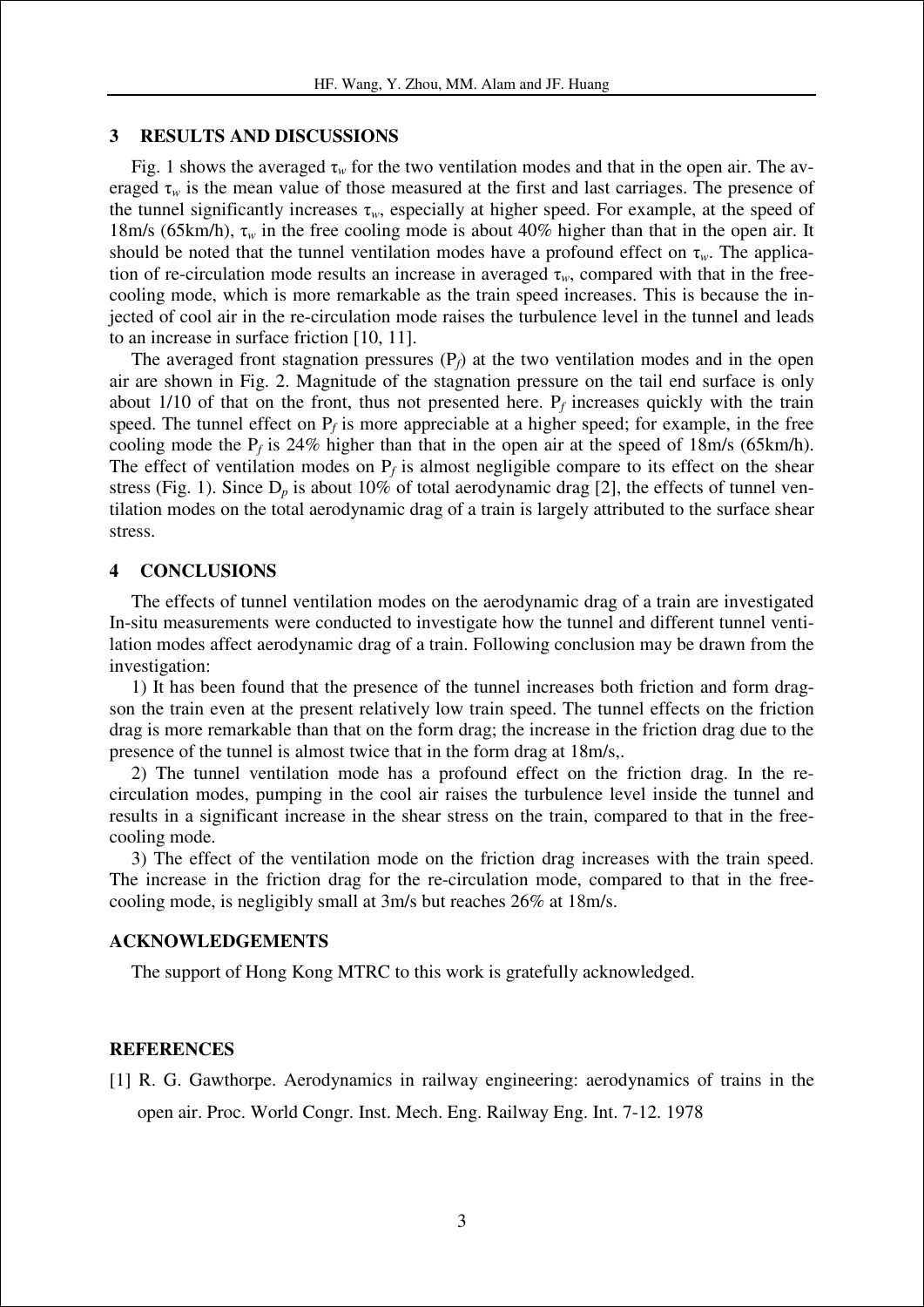## 3 RESULTS AND DISCUSSIONS

Fig. 1 shows the averaged $\tau_w$ for the two ventilation modes and that in the open air. The averaged $\tau_w$ is the mean value of those measured at the first and last carriages. The presence of the tunnel significantly increases $\tau_w$, especially at higher speed. For example, at the speed of 18m/s (65km/h), $\tau_w$ in the free cooling mode is about 40% higher than that in the open air. It should be noted that the tunnel ventilation modes have a profound effect on $\tau_w$. The application of re-circulation mode results an increase in averaged $\tau_w$, compared with that in the free-cooling mode, which is more remarkable as the train speed increases. This is because the injected of cool air in the re-circulation mode raises the turbulence level in the tunnel and leads to an increase in surface friction [10, 11].

The averaged front stagnation pressures ($P_f$) at the two ventilation modes and in the open air are shown in Fig. 2. Magnitude of the stagnation pressure on the tail end surface is only about 1/10 of that on the front, thus not presented here. $P_f$ increases quickly with the train speed. The tunnel effect on $P_f$ is more appreciable at a higher speed; for example, in the free cooling mode the $P_f$ is 24% higher than that in the open air at the speed of 18m/s (65km/h). The effect of ventilation modes on $P_f$ is almost negligible compare to its effect on the shear stress (Fig. 1). Since $D_p$ is about 10% of total aerodynamic drag [2], the effects of tunnel ventilation modes on the total aerodynamic drag of a train is largely attributed to the surface shear stress.

## 4 CONCLUSIONS

The effects of tunnel ventilation modes on the aerodynamic drag of a train are investigated In-situ measurements were conducted to investigate how the tunnel and different tunnel ventilation modes affect aerodynamic drag of a train. Following conclusion may be drawn from the investigation:

1) It has been found that the presence of the tunnel increases both friction and form dragson the train even at the present relatively low train speed. The tunnel effects on the friction drag is more remarkable than that on the form drag; the increase in the friction drag due to the presence of the tunnel is almost twice that in the form drag at 18m/s,.

2) The tunnel ventilation mode has a profound effect on the friction drag. In the re-circulation modes, pumping in the cool air raises the turbulence level inside the tunnel and results in a significant increase in the shear stress on the train, compared to that in the free-cooling mode.

3) The effect of the ventilation mode on the friction drag increases with the train speed. The increase in the friction drag for the re-circulation mode, compared to that in the free-cooling mode, is negligibly small at 3m/s but reaches 26% at 18m/s.

## ACKNOWLEDGEMENTS

The support of Hong Kong MTRC to this work is gratefully acknowledged.

## REFERENCES

[1] R. G. Gawthorpe. Aerodynamics in railway engineering: aerodynamics of trains in the open air. Proc. World Congr. Inst. Mech. Eng. Railway Eng. Int. 7-12. 1978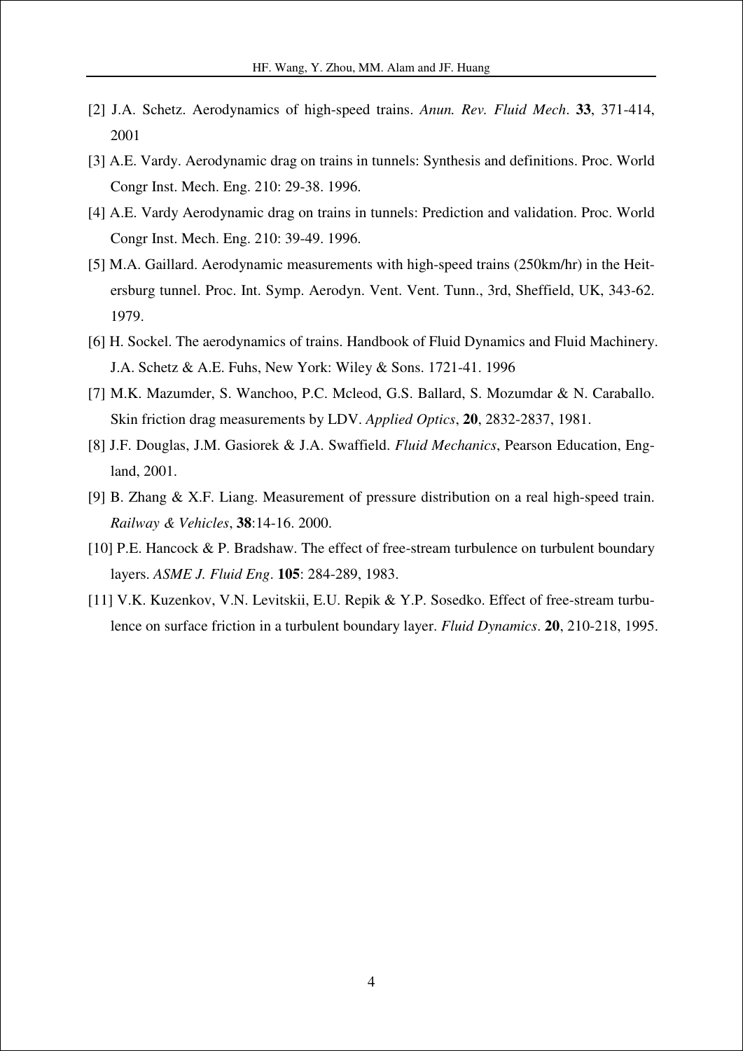[2] J.A. Schetz. Aerodynamics of high-speed trains. *Anun. Rev. Fluid Mech*. **33**, 371-414, 2001

[3] A.E. Vardy. Aerodynamic drag on trains in tunnels: Synthesis and definitions. Proc. World Congr Inst. Mech. Eng. 210: 29-38. 1996.

[4] A.E. Vardy Aerodynamic drag on trains in tunnels: Prediction and validation. Proc. World Congr Inst. Mech. Eng. 210: 39-49. 1996.

[5] M.A. Gaillard. Aerodynamic measurements with high-speed trains (250km/hr) in the Heitersburg tunnel. Proc. Int. Symp. Aerodyn. Vent. Vent. Tunn., 3rd, Sheffield, UK, 343-62. 1979.

[6] H. Sockel. The aerodynamics of trains. Handbook of Fluid Dynamics and Fluid Machinery. J.A. Schetz & A.E. Fuhs, New York: Wiley & Sons. 1721-41. 1996

[7] M.K. Mazumder, S. Wanchoo, P.C. Mcleod, G.S. Ballard, S. Mozumdar & N. Caraballo. Skin friction drag measurements by LDV. *Applied Optics*, **20**, 2832-2837, 1981.

[8] J.F. Douglas, J.M. Gasiorek & J.A. Swaffield. *Fluid Mechanics*, Pearson Education, England, 2001.

[9] B. Zhang & X.F. Liang. Measurement of pressure distribution on a real high-speed train. *Railway & Vehicles*, **38**:14-16. 2000.

[10] P.E. Hancock & P. Bradshaw. The effect of free-stream turbulence on turbulent boundary layers. *ASME J. Fluid Eng*. **105**: 284-289, 1983.

[11] V.K. Kuzenkov, V.N. Levitskii, E.U. Repik & Y.P. Sosedko. Effect of free-stream turbulence on surface friction in a turbulent boundary layer. *Fluid Dynamics*. **20**, 210-218, 1995.